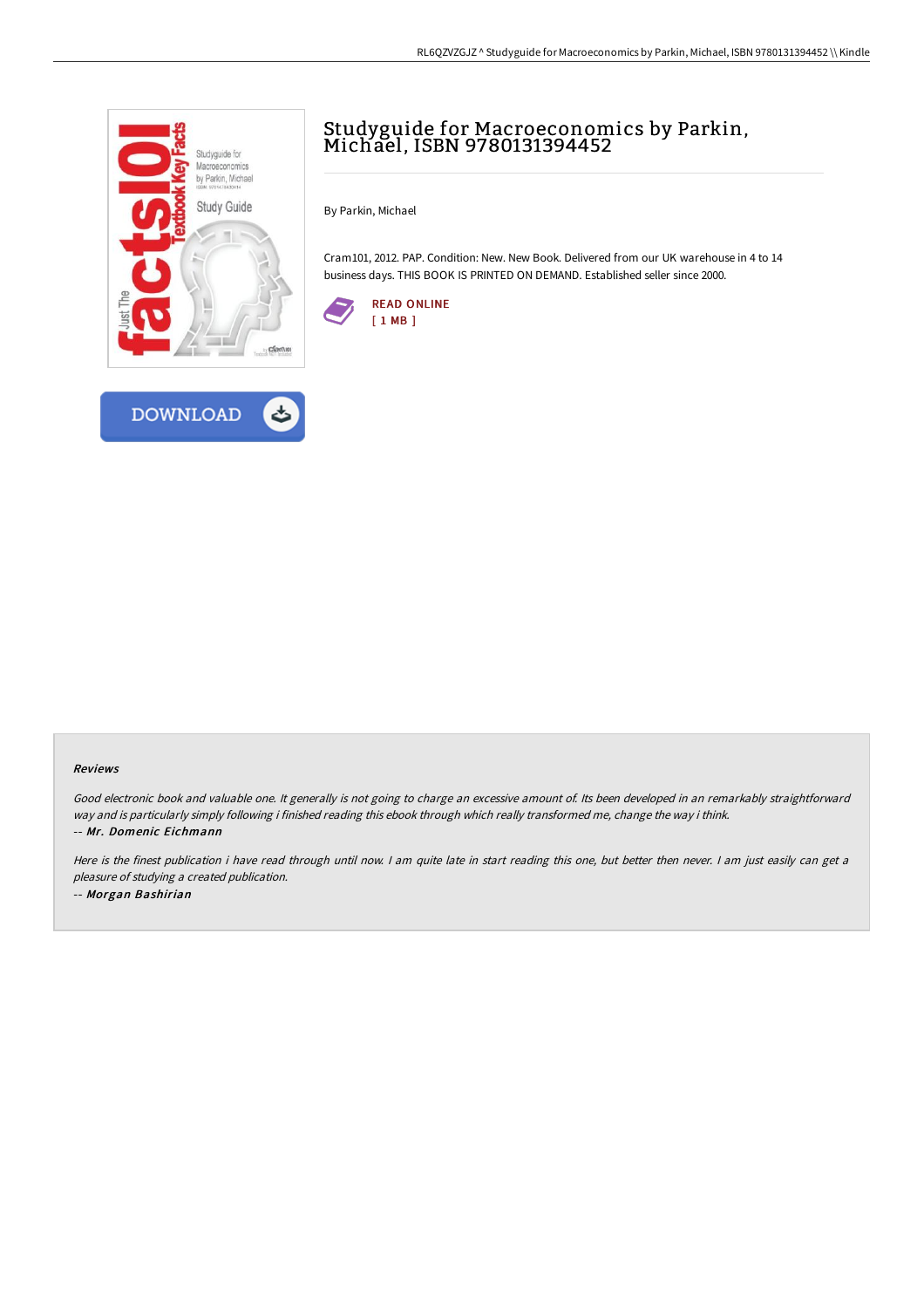# Studyguide for Macroeconomics by Parkin, Michael, ISBN 9780131394452

By Parkin, Michael

Cram101, 2012. PAP. Condition: New. New Book. Delivered from our UK warehouse in 4 to 14 business days. THIS BOOK IS PRINTED ON DEMAND. Established seller since 2000.

READ ONLINE
[ 1 MB ]

DOWNLOAD

### Reviews

*Good electronic book and valuable one. It generally is not going to charge an excessive amount of. Its been developed in an remarkably straightforward way and is particularly simply following i finished reading this ebook through which really transformed me, change the way i think.*

*-- Mr. Domenic Eichmann*

*Here is the finest publication i have read through until now. I am quite late in start reading this one, but better then never. I am just easily can get a pleasure of studying a created publication.*

*-- Morgan Bashirian*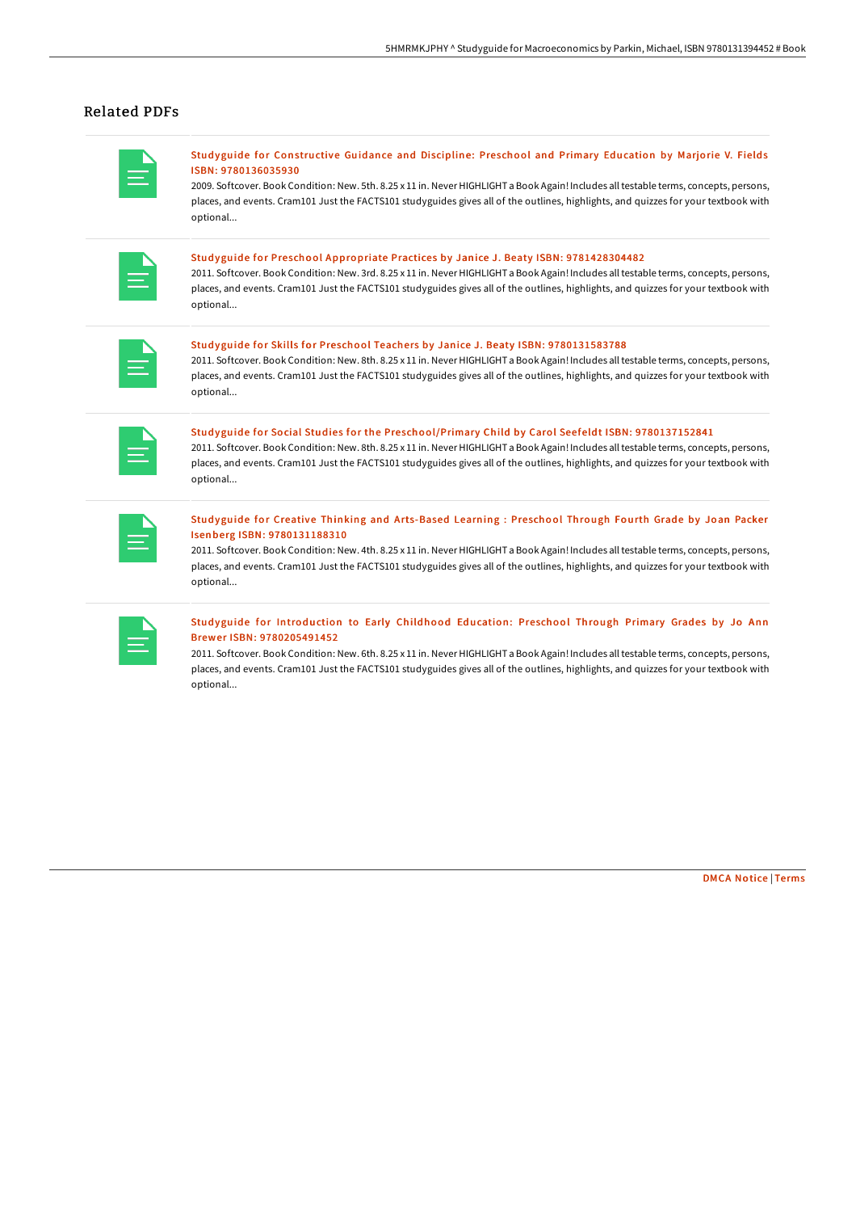## Related PDFs

**Studyguide for Constructive Guidance and Discipline: Preschool and Primary Education by Marjorie V. Fields ISBN: 9780136035930**

2009. Softcover. Book Condition: New. 5th. 8.25 x 11 in. Never HIGHLIGHT a Book Again! Includes all testable terms, concepts, persons, places, and events. Cram101 Just the FACTS101 studyguides gives all of the outlines, highlights, and quizzes for your textbook with optional...

**Studyguide for Preschool Appropriate Practices by Janice J. Beaty ISBN: 9781428304482**

2011. Softcover. Book Condition: New. 3rd. 8.25 x 11 in. Never HIGHLIGHT a Book Again! Includes all testable terms, concepts, persons, places, and events. Cram101 Just the FACTS101 studyguides gives all of the outlines, highlights, and quizzes for your textbook with optional...

**Studyguide for Skills for Preschool Teachers by Janice J. Beaty ISBN: 9780131583788**

2011. Softcover. Book Condition: New. 8th. 8.25 x 11 in. Never HIGHLIGHT a Book Again! Includes all testable terms, concepts, persons, places, and events. Cram101 Just the FACTS101 studyguides gives all of the outlines, highlights, and quizzes for your textbook with optional...

**Studyguide for Social Studies for the Preschool/Primary Child by Carol Seefeldt ISBN: 9780137152841**

2011. Softcover. Book Condition: New. 8th. 8.25 x 11 in. Never HIGHLIGHT a Book Again! Includes all testable terms, concepts, persons, places, and events. Cram101 Just the FACTS101 studyguides gives all of the outlines, highlights, and quizzes for your textbook with optional...

**Studyguide for Creative Thinking and Arts-Based Learning : Preschool Through Fourth Grade by Joan Packer Isenberg ISBN: 9780131188310**

2011. Softcover. Book Condition: New. 4th. 8.25 x 11 in. Never HIGHLIGHT a Book Again! Includes all testable terms, concepts, persons, places, and events. Cram101 Just the FACTS101 studyguides gives all of the outlines, highlights, and quizzes for your textbook with optional...

**Studyguide for Introduction to Early Childhood Education: Preschool Through Primary Grades by Jo Ann Brewer ISBN: 9780205491452**

2011. Softcover. Book Condition: New. 6th. 8.25 x 11 in. Never HIGHLIGHT a Book Again! Includes all testable terms, concepts, persons, places, and events. Cram101 Just the FACTS101 studyguides gives all of the outlines, highlights, and quizzes for your textbook with optional...

DMCA Notice | Terms